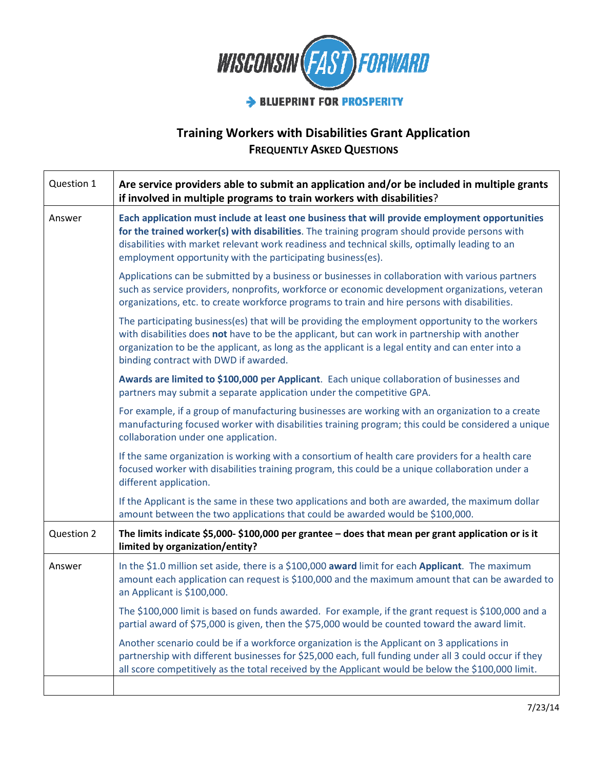WISCONSIN FAST FORWARD

BLUEPRINT FOR PROSPERITY

# Training Workers with Disabilities Grant Application

## FREQUENTLY ASKED QUESTIONS

| | |
|---|---|
| Question 1 | **Are service providers able to submit an application and/or be included in multiple grants if involved in multiple programs to train workers with disabilities?** |
| Answer | **Each application must include at least one business that will provide employment opportunities for the trained worker(s) with disabilities**. The training program should provide persons with disabilities with market relevant work readiness and technical skills, optimally leading to an employment opportunity with the participating business(es).<br><br>Applications can be submitted by a business or businesses in collaboration with various partners such as service providers, nonprofits, workforce or economic development organizations, veteran organizations, etc. to create workforce programs to train and hire persons with disabilities.<br><br>The participating business(es) that will be providing the employment opportunity to the workers with disabilities does **not** have to be the applicant, but can work in partnership with another organization to be the applicant, as long as the applicant is a legal entity and can enter into a binding contract with DWD if awarded.<br><br>**Awards are limited to $100,000 per Applicant**. Each unique collaboration of businesses and partners may submit a separate application under the competitive GPA.<br><br>For example, if a group of manufacturing businesses are working with an organization to a create manufacturing focused worker with disabilities training program; this could be considered a unique collaboration under one application.<br><br>If the same organization is working with a consortium of health care providers for a health care focused worker with disabilities training program, this could be a unique collaboration under a different application.<br><br>If the Applicant is the same in these two applications and both are awarded, the maximum dollar amount between the two applications that could be awarded would be $100,000. |
| Question 2 | **The limits indicate $5,000- $100,000 per grantee – does that mean per grant application or is it limited by organization/entity?** |
| Answer | In the $1.0 million set aside, there is a $100,000 **award** limit for each **Applicant**. The maximum amount each application can request is $100,000 and the maximum amount that can be awarded to an Applicant is $100,000.<br><br>The $100,000 limit is based on funds awarded. For example, if the grant request is $100,000 and a partial award of $75,000 is given, then the $75,000 would be counted toward the award limit.<br><br>Another scenario could be if a workforce organization is the Applicant on 3 applications in partnership with different businesses for $25,000 each, full funding under all 3 could occur if they all score competitively as the total received by the Applicant would be below the $100,000 limit. |
| | |

7/23/14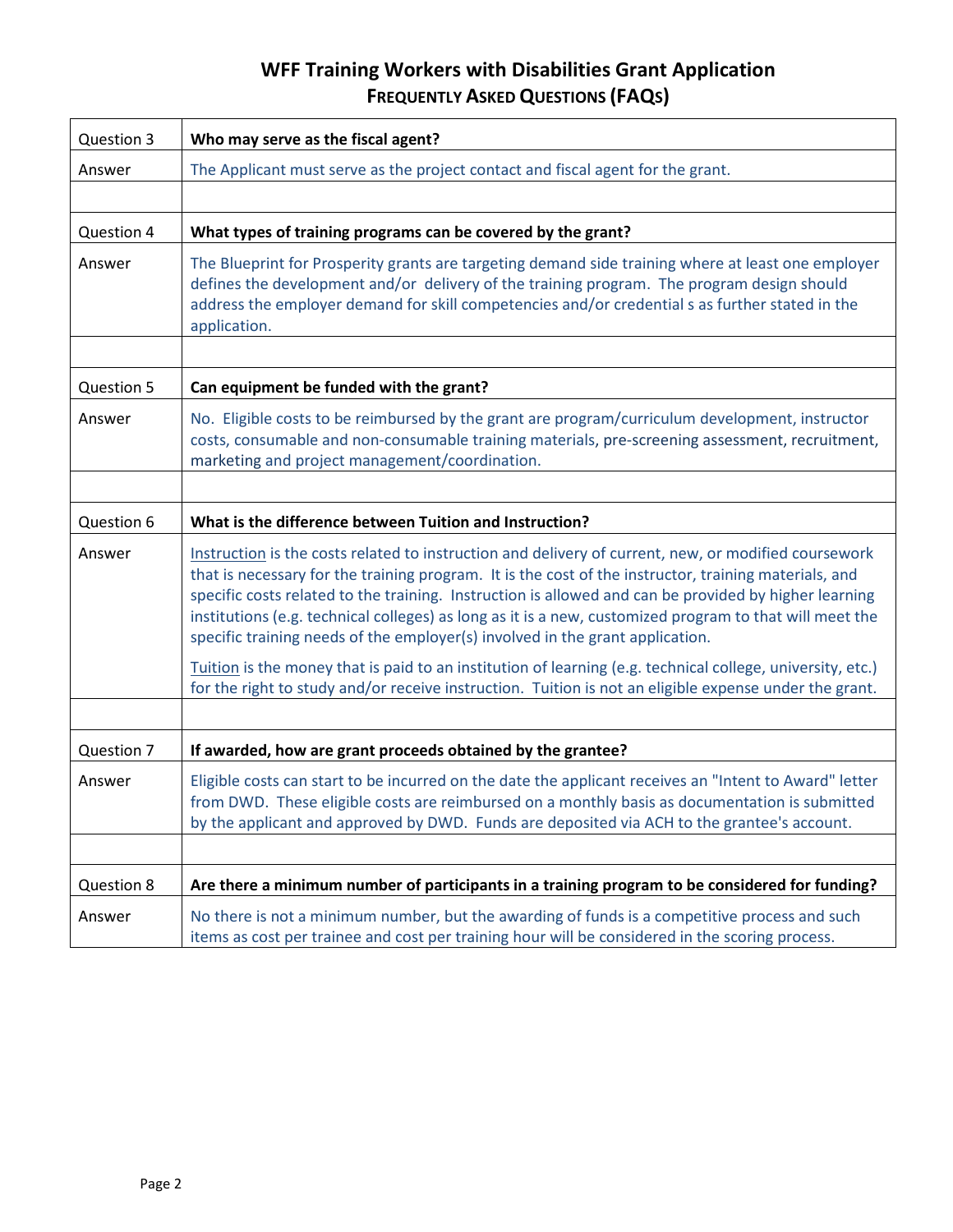# WFF Training Workers with Disabilities Grant Application

## FREQUENTLY ASKED QUESTIONS (FAQS)

| | |
|---|---|
| Question 3 | **Who may serve as the fiscal agent?** |
| Answer | The Applicant must serve as the project contact and fiscal agent for the grant. |
| | |
| Question 4 | **What types of training programs can be covered by the grant?** |
| Answer | The Blueprint for Prosperity grants are targeting demand side training where at least one employer defines the development and/or delivery of the training program. The program design should address the employer demand for skill competencies and/or credential s as further stated in the application. |
| | |
| Question 5 | **Can equipment be funded with the grant?** |
| Answer | No. Eligible costs to be reimbursed by the grant are program/curriculum development, instructor costs, consumable and non-consumable training materials, pre-screening assessment, recruitment, marketing and project management/coordination. |
| | |
| Question 6 | **What is the difference between Tuition and Instruction?** |
| Answer | Instruction is the costs related to instruction and delivery of current, new, or modified coursework that is necessary for the training program. It is the cost of the instructor, training materials, and specific costs related to the training. Instruction is allowed and can be provided by higher learning institutions (e.g. technical colleges) as long as it is a new, customized program to that will meet the specific training needs of the employer(s) involved in the grant application.<br><br>Tuition is the money that is paid to an institution of learning (e.g. technical college, university, etc.) for the right to study and/or receive instruction. Tuition is not an eligible expense under the grant. |
| | |
| Question 7 | **If awarded, how are grant proceeds obtained by the grantee?** |
| Answer | Eligible costs can start to be incurred on the date the applicant receives an "Intent to Award" letter from DWD. These eligible costs are reimbursed on a monthly basis as documentation is submitted by the applicant and approved by DWD. Funds are deposited via ACH to the grantee's account. |
| | |
| Question 8 | **Are there a minimum number of participants in a training program to be considered for funding?** |
| Answer | No there is not a minimum number, but the awarding of funds is a competitive process and such items as cost per trainee and cost per training hour will be considered in the scoring process. |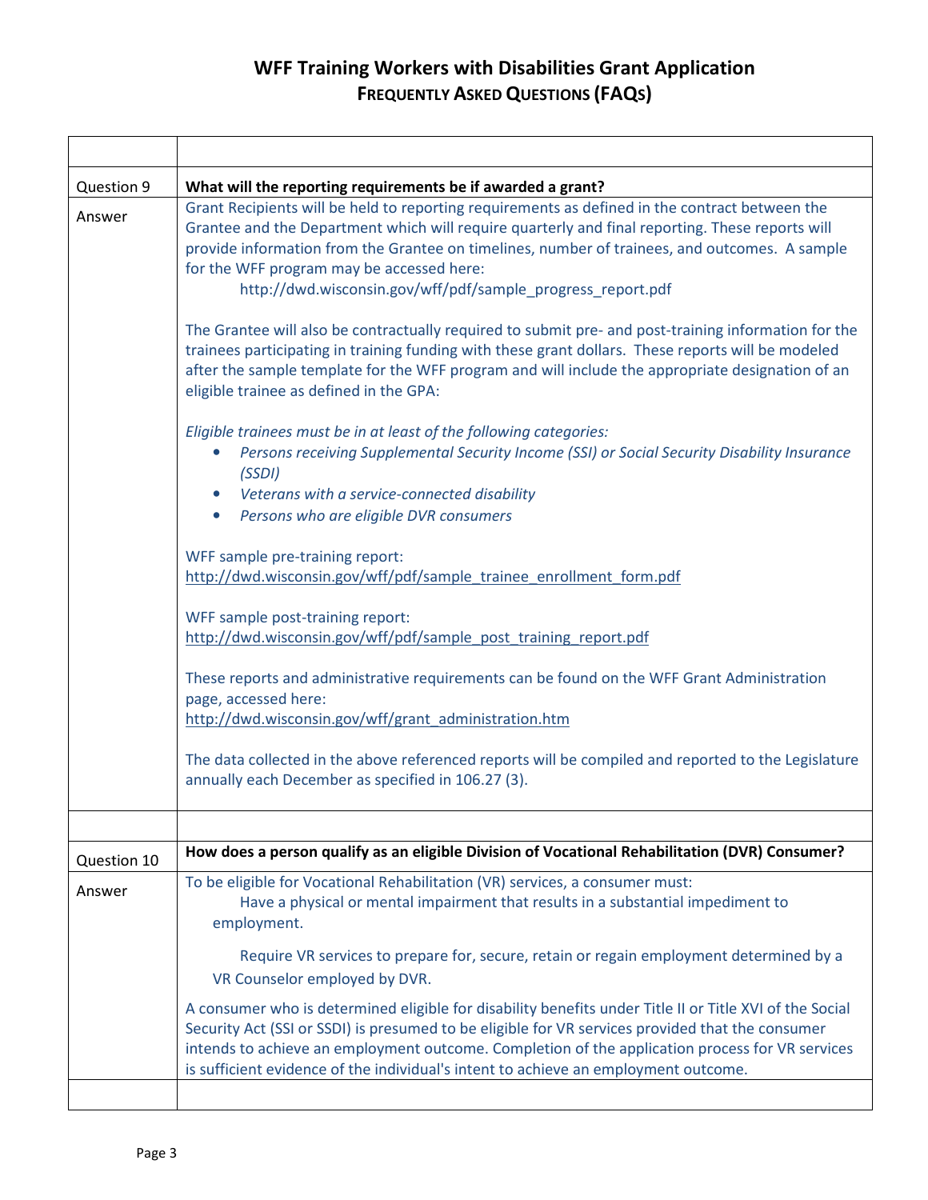# WFF Training Workers with Disabilities Grant Application
## Frequently Asked Questions (FAQs)

| | |
|---|---|
| Question 9 | **What will the reporting requirements be if awarded a grant?** |
| Answer | Grant Recipients will be held to reporting requirements as defined in the contract between the Grantee and the Department which will require quarterly and final reporting. These reports will provide information from the Grantee on timelines, number of trainees, and outcomes. A sample for the WFF program may be accessed here: http://dwd.wisconsin.gov/wff/pdf/sample_progress_report.pdf<br><br>The Grantee will also be contractually required to submit pre- and post-training information for the trainees participating in training funding with these grant dollars. These reports will be modeled after the sample template for the WFF program and will include the appropriate designation of an eligible trainee as defined in the GPA:<br><br>*Eligible trainees must be in at least of the following categories:*<br>• *Persons receiving Supplemental Security Income (SSI) or Social Security Disability Insurance (SSDI)*<br>• *Veterans with a service-connected disability*<br>• *Persons who are eligible DVR consumers*<br><br>WFF sample pre-training report: http://dwd.wisconsin.gov/wff/pdf/sample_trainee_enrollment_form.pdf<br><br>WFF sample post-training report: http://dwd.wisconsin.gov/wff/pdf/sample_post_training_report.pdf<br><br>These reports and administrative requirements can be found on the WFF Grant Administration page, accessed here: http://dwd.wisconsin.gov/wff/grant_administration.htm<br><br>The data collected in the above referenced reports will be compiled and reported to the Legislature annually each December as specified in 106.27 (3). |
| | |
| Question 10 | **How does a person qualify as an eligible Division of Vocational Rehabilitation (DVR) Consumer?** |
| Answer | To be eligible for Vocational Rehabilitation (VR) services, a consumer must:<br>Have a physical or mental impairment that results in a substantial impediment to employment.<br><br>Require VR services to prepare for, secure, retain or regain employment determined by a VR Counselor employed by DVR.<br><br>A consumer who is determined eligible for disability benefits under Title II or Title XVI of the Social Security Act (SSI or SSDI) is presumed to be eligible for VR services provided that the consumer intends to achieve an employment outcome. Completion of the application process for VR services is sufficient evidence of the individual's intent to achieve an employment outcome. |
| | |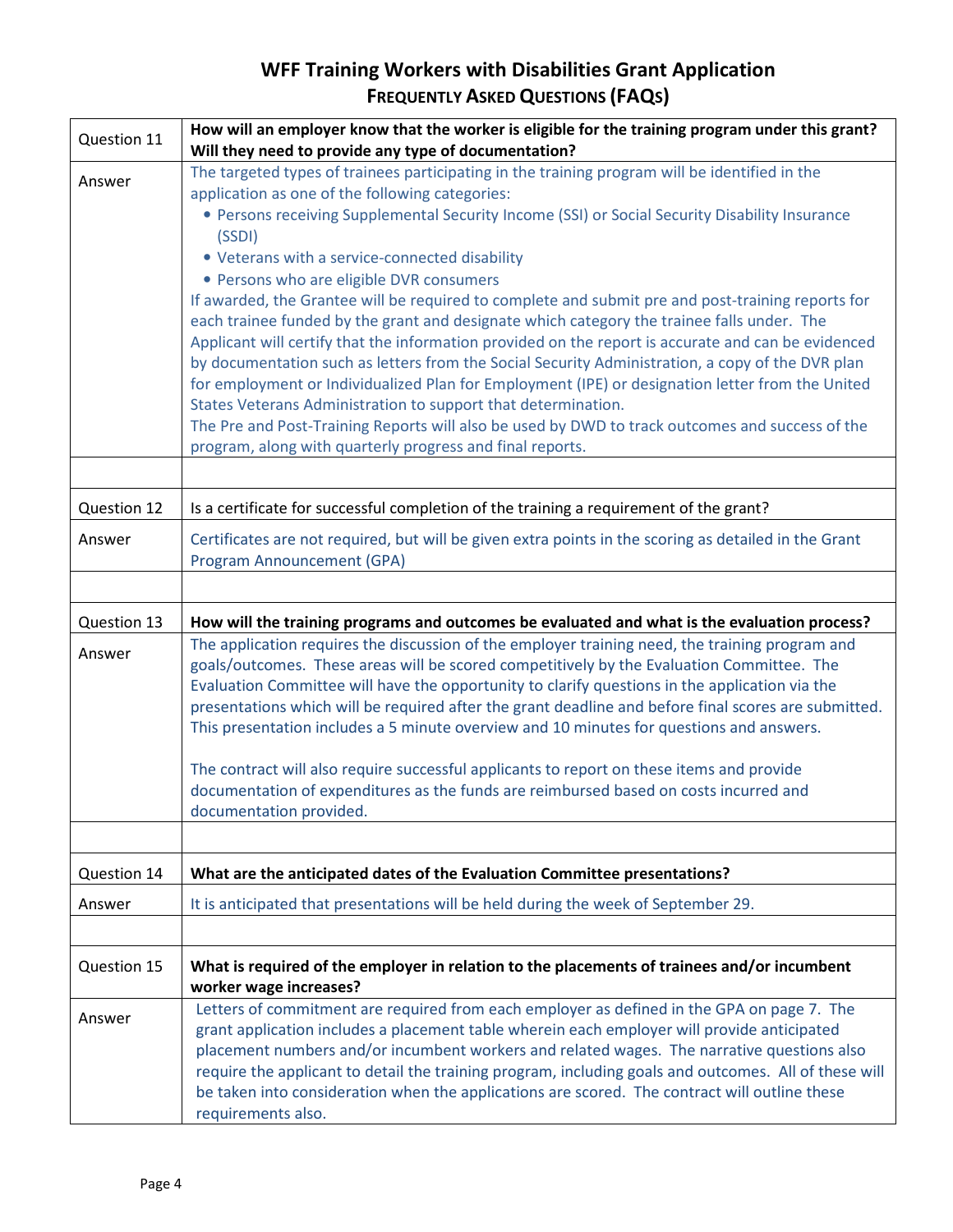# WFF Training Workers with Disabilities Grant Application

## Frequently Asked Questions (FAQs)

| | |
|---|---|
| Question 11 | **How will an employer know that the worker is eligible for the training program under this grant? Will they need to provide any type of documentation?** |
| Answer | The targeted types of trainees participating in the training program will be identified in the application as one of the following categories:<br>• Persons receiving Supplemental Security Income (SSI) or Social Security Disability Insurance (SSDI)<br>• Veterans with a service-connected disability<br>• Persons who are eligible DVR consumers<br>If awarded, the Grantee will be required to complete and submit pre and post-training reports for each trainee funded by the grant and designate which category the trainee falls under. The Applicant will certify that the information provided on the report is accurate and can be evidenced by documentation such as letters from the Social Security Administration, a copy of the DVR plan for employment or Individualized Plan for Employment (IPE) or designation letter from the United States Veterans Administration to support that determination.<br>The Pre and Post-Training Reports will also be used by DWD to track outcomes and success of the program, along with quarterly progress and final reports. |
| | |
| Question 12 | Is a certificate for successful completion of the training a requirement of the grant? |
| Answer | Certificates are not required, but will be given extra points in the scoring as detailed in the Grant Program Announcement (GPA) |
| | |
| Question 13 | **How will the training programs and outcomes be evaluated and what is the evaluation process?** |
| Answer | The application requires the discussion of the employer training need, the training program and goals/outcomes. These areas will be scored competitively by the Evaluation Committee. The Evaluation Committee will have the opportunity to clarify questions in the application via the presentations which will be required after the grant deadline and before final scores are submitted. This presentation includes a 5 minute overview and 10 minutes for questions and answers.<br><br>The contract will also require successful applicants to report on these items and provide documentation of expenditures as the funds are reimbursed based on costs incurred and documentation provided. |
| | |
| Question 14 | **What are the anticipated dates of the Evaluation Committee presentations?** |
| Answer | It is anticipated that presentations will be held during the week of September 29. |
| | |
| Question 15 | **What is required of the employer in relation to the placements of trainees and/or incumbent worker wage increases?** |
| Answer | Letters of commitment are required from each employer as defined in the GPA on page 7. The grant application includes a placement table wherein each employer will provide anticipated placement numbers and/or incumbent workers and related wages. The narrative questions also require the applicant to detail the training program, including goals and outcomes. All of these will be taken into consideration when the applications are scored. The contract will outline these requirements also. |